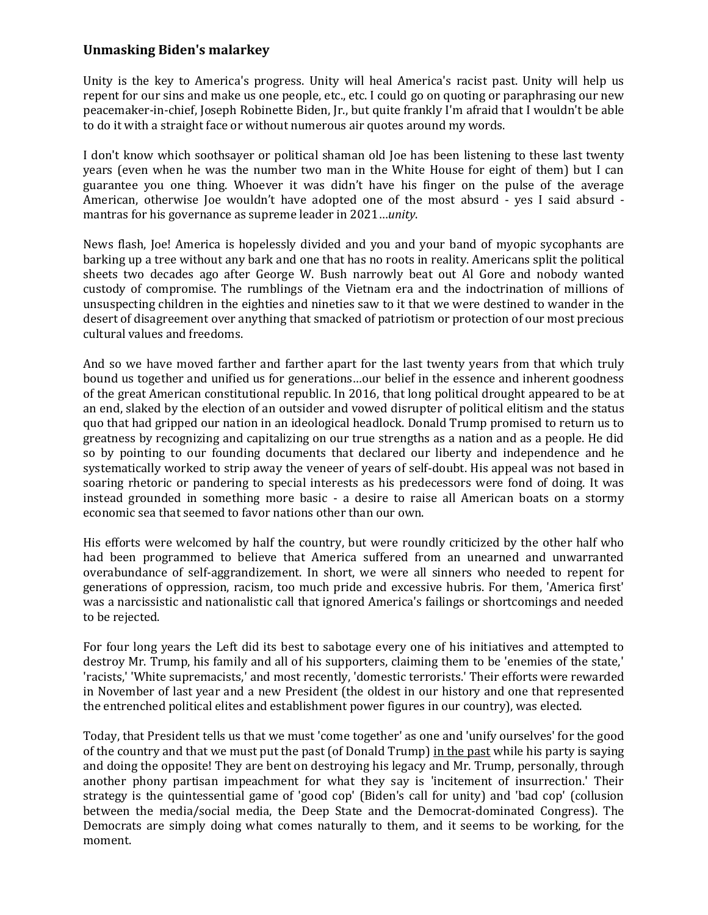### Unmasking Biden's malarkey

Unity is the key to America's progress. Unity will heal America's racist past. Unity will help us repent for our sins and make us one people, etc., etc. I could go on quoting or paraphrasing our new peacemaker-in-chief, Joseph Robinette Biden, Jr., but quite frankly I'm afraid that I wouldn't be able to do it with a straight face or without numerous air quotes around my words.

I don't know which soothsayer or political shaman old Joe has been listening to these last twenty years (even when he was the number two man in the White House for eight of them) but I can guarantee you one thing. Whoever it was didn't have his finger on the pulse of the average American, otherwise Joe wouldn't have adopted one of the most absurd - yes I said absurd - mantras for his governance as supreme leader in 2021…*unity*.

News flash, Joe! America is hopelessly divided and you and your band of myopic sycophants are barking up a tree without any bark and one that has no roots in reality. Americans split the political sheets two decades ago after George W. Bush narrowly beat out Al Gore and nobody wanted custody of compromise. The rumblings of the Vietnam era and the indoctrination of millions of unsuspecting children in the eighties and nineties saw to it that we were destined to wander in the desert of disagreement over anything that smacked of patriotism or protection of our most precious cultural values and freedoms.

And so we have moved farther and farther apart for the last twenty years from that which truly bound us together and unified us for generations…our belief in the essence and inherent goodness of the great American constitutional republic. In 2016, that long political drought appeared to be at an end, slaked by the election of an outsider and vowed disrupter of political elitism and the status quo that had gripped our nation in an ideological headlock. Donald Trump promised to return us to greatness by recognizing and capitalizing on our true strengths as a nation and as a people. He did so by pointing to our founding documents that declared our liberty and independence and he systematically worked to strip away the veneer of years of self-doubt. His appeal was not based in soaring rhetoric or pandering to special interests as his predecessors were fond of doing. It was instead grounded in something more basic - a desire to raise all American boats on a stormy economic sea that seemed to favor nations other than our own.

His efforts were welcomed by half the country, but were roundly criticized by the other half who had been programmed to believe that America suffered from an unearned and unwarranted overabundance of self-aggrandizement. In short, we were all sinners who needed to repent for generations of oppression, racism, too much pride and excessive hubris. For them, 'America first' was a narcissistic and nationalistic call that ignored America's failings or shortcomings and needed to be rejected.

For four long years the Left did its best to sabotage every one of his initiatives and attempted to destroy Mr. Trump, his family and all of his supporters, claiming them to be 'enemies of the state,' 'racists,' 'White supremacists,' and most recently, 'domestic terrorists.' Their efforts were rewarded in November of last year and a new President (the oldest in our history and one that represented the entrenched political elites and establishment power figures in our country), was elected.

Today, that President tells us that we must 'come together' as one and 'unify ourselves' for the good of the country and that we must put the past (of Donald Trump) <u>in the past</u> while his party is saying and doing the opposite! They are bent on destroying his legacy and Mr. Trump, personally, through another phony partisan impeachment for what they say is 'incitement of insurrection.' Their strategy is the quintessential game of 'good cop' (Biden's call for unity) and 'bad cop' (collusion between the media/social media, the Deep State and the Democrat-dominated Congress). The Democrats are simply doing what comes naturally to them, and it seems to be working, for the moment.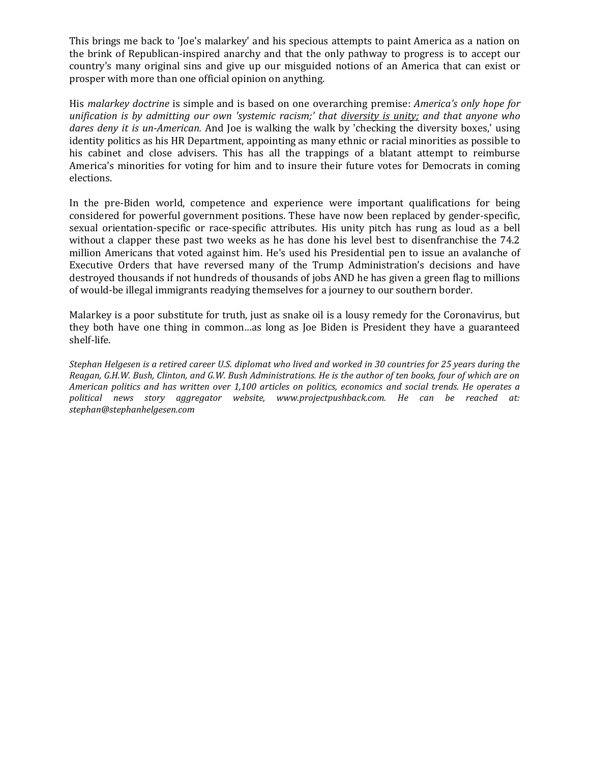This brings me back to 'Joe's malarkey' and his specious attempts to paint America as a nation on the brink of Republican-inspired anarchy and that the only pathway to progress is to accept our country's many original sins and give up our misguided notions of an America that can exist or prosper with more than one official opinion on anything.

His *malarkey doctrine* is simple and is based on one overarching premise: *America's only hope for unification is by admitting our own 'systemic racism;' that* <u>*diversity is unity;*</u> *and that anyone who dares deny it is un-American.* And Joe is walking the walk by 'checking the diversity boxes,' using identity politics as his HR Department, appointing as many ethnic or racial minorities as possible to his cabinet and close advisers. This has all the trappings of a blatant attempt to reimburse America's minorities for voting for him and to insure their future votes for Democrats in coming elections.

In the pre-Biden world, competence and experience were important qualifications for being considered for powerful government positions. These have now been replaced by gender-specific, sexual orientation-specific or race-specific attributes. His unity pitch has rung as loud as a bell without a clapper these past two weeks as he has done his level best to disenfranchise the 74.2 million Americans that voted against him. He's used his Presidential pen to issue an avalanche of Executive Orders that have reversed many of the Trump Administration's decisions and have destroyed thousands if not hundreds of thousands of jobs AND he has given a green flag to millions of would-be illegal immigrants readying themselves for a journey to our southern border.

Malarkey is a poor substitute for truth, just as snake oil is a lousy remedy for the Coronavirus, but they both have one thing in common…as long as Joe Biden is President they have a guaranteed shelf-life.

*Stephan Helgesen is a retired career U.S. diplomat who lived and worked in 30 countries for 25 years during the Reagan, G.H.W. Bush, Clinton, and G.W. Bush Administrations. He is the author of ten books, four of which are on American politics and has written over 1,100 articles on politics, economics and social trends. He operates a political news story aggregator website, www.projectpushback.com. He can be reached at: stephan@stephanhelgesen.com*